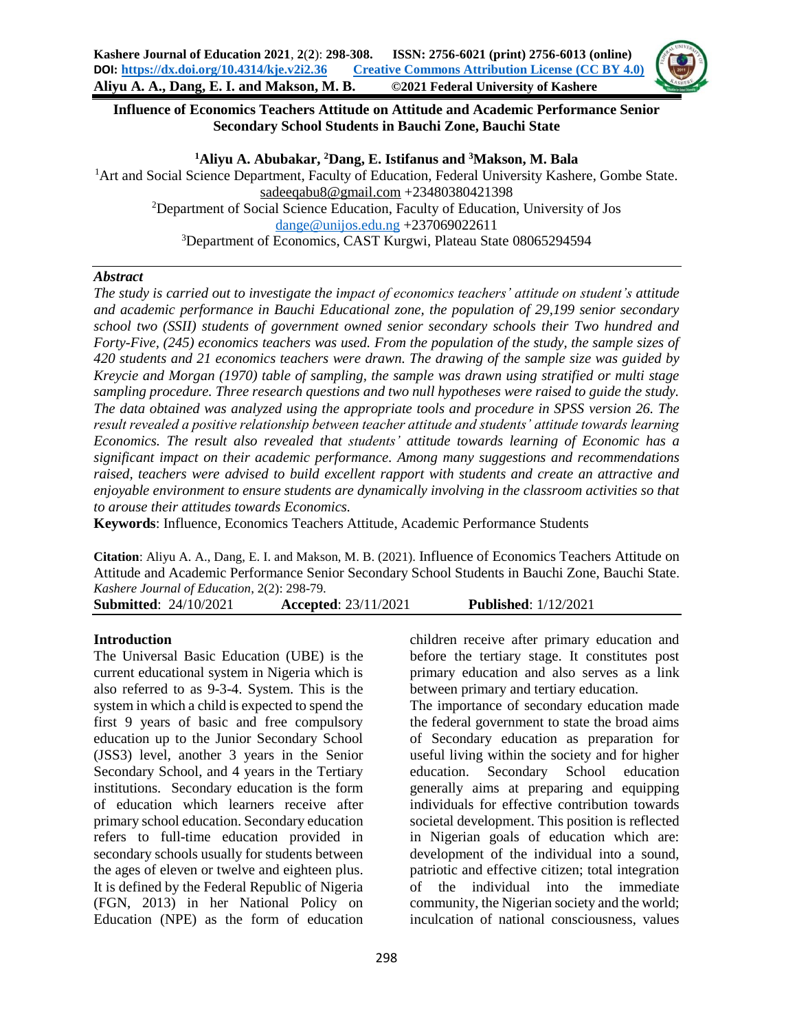# Influence of Economics Teachers Attitude on Attitude and Academic Performance Senior Secondary School Students in Bauchi Zone, Bauchi State

**[1]Aliyu A. Abubakar, [2]Dang, E. Istifanus and [3]Makson, M. Bala**

[1]Art and Social Science Department, Faculty of Education, Federal University Kashere, Gombe State. sadeeqabu8@gmail.com +23480380421398

[2]Department of Social Science Education, Faculty of Education, University of Jos dange@unijos.edu.ng +237069022611

[3]Department of Economics, CAST Kurgwi, Plateau State 08065294594

### *Abstract*

*The study is carried out to investigate the impact of economics teachers' attitude on student's attitude and academic performance in Bauchi Educational zone, the population of 29,199 senior secondary school two (SSII) students of government owned senior secondary schools their Two hundred and Forty-Five, (245) economics teachers was used. From the population of the study, the sample sizes of 420 students and 21 economics teachers were drawn. The drawing of the sample size was guided by Kreycie and Morgan (1970) table of sampling, the sample was drawn using stratified or multi stage sampling procedure. Three research questions and two null hypotheses were raised to guide the study. The data obtained was analyzed using the appropriate tools and procedure in SPSS version 26. The result revealed a positive relationship between teacher attitude and students' attitude towards learning Economics. The result also revealed that students' attitude towards learning of Economic has a significant impact on their academic performance. Among many suggestions and recommendations raised, teachers were advised to build excellent rapport with students and create an attractive and enjoyable environment to ensure students are dynamically involving in the classroom activities so that to arouse their attitudes towards Economics.*

**Keywords**: Influence, Economics Teachers Attitude, Academic Performance Students

**Citation**: Aliyu A. A., Dang, E. I. and Makson, M. B. (2021). Influence of Economics Teachers Attitude on Attitude and Academic Performance Senior Secondary School Students in Bauchi Zone, Bauchi State. *Kashere Journal of Education*, 2(2): 298-79.

**Submitted**: 24/10/2021 **Accepted**: 23/11/2021 **Published**: 1/12/2021

## Introduction

The Universal Basic Education (UBE) is the current educational system in Nigeria which is also referred to as 9-3-4. System. This is the system in which a child is expected to spend the first 9 years of basic and free compulsory education up to the Junior Secondary School (JSS3) level, another 3 years in the Senior Secondary School, and 4 years in the Tertiary institutions. Secondary education is the form of education which learners receive after primary school education. Secondary education refers to full-time education provided in secondary schools usually for students between the ages of eleven or twelve and eighteen plus. It is defined by the Federal Republic of Nigeria (FGN, 2013) in her National Policy on Education (NPE) as the form of education children receive after primary education and before the tertiary stage. It constitutes post primary education and also serves as a link between primary and tertiary education.

The importance of secondary education made the federal government to state the broad aims of Secondary education as preparation for useful living within the society and for higher education. Secondary School education generally aims at preparing and equipping individuals for effective contribution towards societal development. This position is reflected in Nigerian goals of education which are: development of the individual into a sound, patriotic and effective citizen; total integration of the individual into the immediate community, the Nigerian society and the world; inculcation of national consciousness, values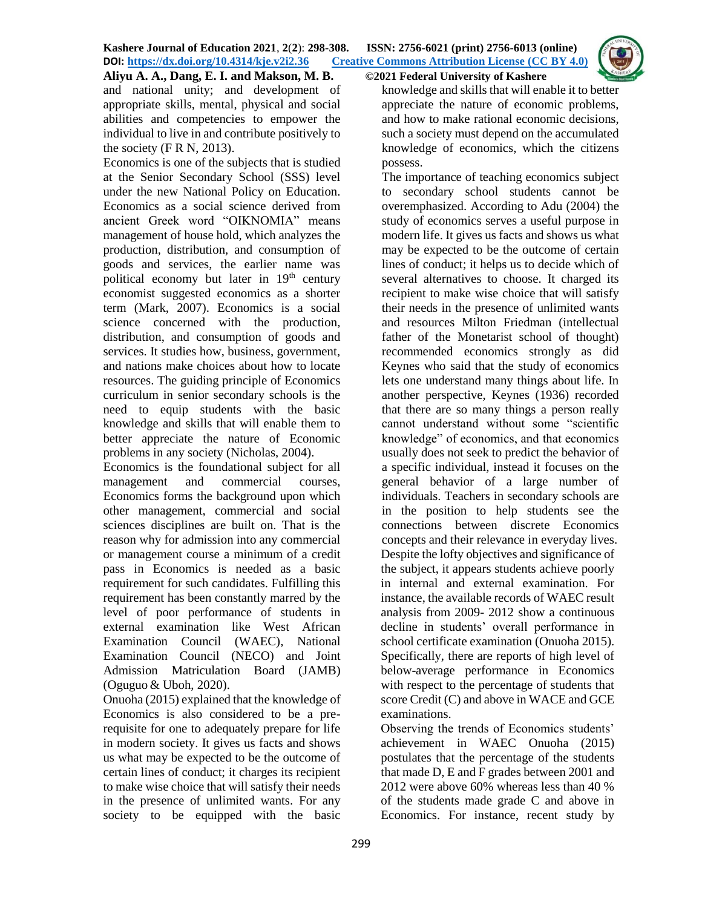and national unity; and development of appropriate skills, mental, physical and social abilities and competencies to empower the individual to live in and contribute positively to the society (F R N, 2013).

Economics is one of the subjects that is studied at the Senior Secondary School (SSS) level under the new National Policy on Education. Economics as a social science derived from ancient Greek word "OIKNOMIA" means management of house hold, which analyzes the production, distribution, and consumption of goods and services, the earlier name was political economy but later in 19th century economist suggested economics as a shorter term (Mark, 2007). Economics is a social science concerned with the production, distribution, and consumption of goods and services. It studies how, business, government, and nations make choices about how to locate resources. The guiding principle of Economics curriculum in senior secondary schools is the need to equip students with the basic knowledge and skills that will enable them to better appreciate the nature of Economic problems in any society (Nicholas, 2004).

Economics is the foundational subject for all management and commercial courses, Economics forms the background upon which other management, commercial and social sciences disciplines are built on. That is the reason why for admission into any commercial or management course a minimum of a credit pass in Economics is needed as a basic requirement for such candidates. Fulfilling this requirement has been constantly marred by the level of poor performance of students in external examination like West African Examination Council (WAEC), National Examination Council (NECO) and Joint Admission Matriculation Board (JAMB) (Oguguo & Uboh, 2020).

Onuoha (2015) explained that the knowledge of Economics is also considered to be a pre-requisite for one to adequately prepare for life in modern society. It gives us facts and shows us what may be expected to be the outcome of certain lines of conduct; it charges its recipient to make wise choice that will satisfy their needs in the presence of unlimited wants. For any society to be equipped with the basic knowledge and skills that will enable it to better appreciate the nature of economic problems, and how to make rational economic decisions, such a society must depend on the accumulated knowledge of economics, which the citizens possess.

The importance of teaching economics subject to secondary school students cannot be overemphasized. According to Adu (2004) the study of economics serves a useful purpose in modern life. It gives us facts and shows us what may be expected to be the outcome of certain lines of conduct; it helps us to decide which of several alternatives to choose. It charged its recipient to make wise choice that will satisfy their needs in the presence of unlimited wants and resources Milton Friedman (intellectual father of the Monetarist school of thought) recommended economics strongly as did Keynes who said that the study of economics lets one understand many things about life. In another perspective, Keynes (1936) recorded that there are so many things a person really cannot understand without some "scientific knowledge" of economics, and that economics usually does not seek to predict the behavior of a specific individual, instead it focuses on the general behavior of a large number of individuals. Teachers in secondary schools are in the position to help students see the connections between discrete Economics concepts and their relevance in everyday lives.

Despite the lofty objectives and significance of the subject, it appears students achieve poorly in internal and external examination. For instance, the available records of WAEC result analysis from 2009- 2012 show a continuous decline in students' overall performance in school certificate examination (Onuoha 2015). Specifically, there are reports of high level of below-average performance in Economics with respect to the percentage of students that score Credit (C) and above in WACE and GCE examinations.

Observing the trends of Economics students' achievement in WAEC Onuoha (2015) postulates that the percentage of the students that made D, E and F grades between 2001 and 2012 were above 60% whereas less than 40 % of the students made grade C and above in Economics. For instance, recent study by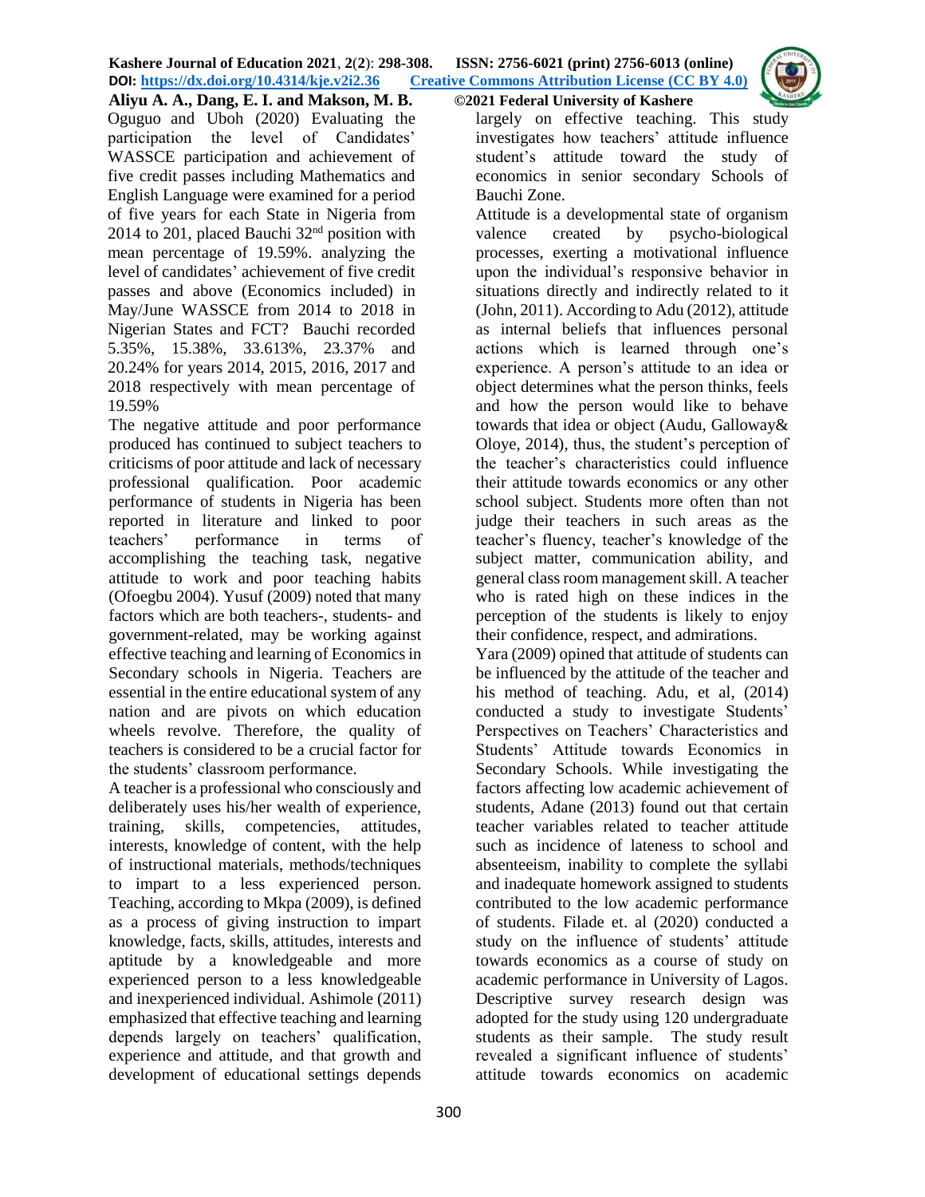Oguguo and Uboh (2020) Evaluating the participation the level of Candidates' WASSCE participation and achievement of five credit passes including Mathematics and English Language were examined for a period of five years for each State in Nigeria from 2014 to 201, placed Bauchi 32nd position with mean percentage of 19.59%. analyzing the level of candidates' achievement of five credit passes and above (Economics included) in May/June WASSCE from 2014 to 2018 in Nigerian States and FCT? Bauchi recorded 5.35%, 15.38%, 33.613%, 23.37% and 20.24% for years 2014, 2015, 2016, 2017 and 2018 respectively with mean percentage of 19.59%

The negative attitude and poor performance produced has continued to subject teachers to criticisms of poor attitude and lack of necessary professional qualification. Poor academic performance of students in Nigeria has been reported in literature and linked to poor teachers' performance in terms of accomplishing the teaching task, negative attitude to work and poor teaching habits (Ofoegbu 2004). Yusuf (2009) noted that many factors which are both teachers-, students- and government-related, may be working against effective teaching and learning of Economics in Secondary schools in Nigeria. Teachers are essential in the entire educational system of any nation and are pivots on which education wheels revolve. Therefore, the quality of teachers is considered to be a crucial factor for the students' classroom performance.

A teacher is a professional who consciously and deliberately uses his/her wealth of experience, training, skills, competencies, attitudes, interests, knowledge of content, with the help of instructional materials, methods/techniques to impart to a less experienced person. Teaching, according to Mkpa (2009), is defined as a process of giving instruction to impart knowledge, facts, skills, attitudes, interests and aptitude by a knowledgeable and more experienced person to a less knowledgeable and inexperienced individual. Ashimole (2011) emphasized that effective teaching and learning depends largely on teachers' qualification, experience and attitude, and that growth and development of educational settings depends largely on effective teaching. This study investigates how teachers' attitude influence student's attitude toward the study of economics in senior secondary Schools of Bauchi Zone.

Attitude is a developmental state of organism valence created by psycho-biological processes, exerting a motivational influence upon the individual's responsive behavior in situations directly and indirectly related to it (John, 2011). According to Adu (2012), attitude as internal beliefs that influences personal actions which is learned through one's experience. A person's attitude to an idea or object determines what the person thinks, feels and how the person would like to behave towards that idea or object (Audu, Galloway& Oloye, 2014), thus, the student's perception of the teacher's characteristics could influence their attitude towards economics or any other school subject. Students more often than not judge their teachers in such areas as the teacher's fluency, teacher's knowledge of the subject matter, communication ability, and general class room management skill. A teacher who is rated high on these indices in the perception of the students is likely to enjoy their confidence, respect, and admirations.

Yara (2009) opined that attitude of students can be influenced by the attitude of the teacher and his method of teaching. Adu, et al, (2014) conducted a study to investigate Students' Perspectives on Teachers' Characteristics and Students' Attitude towards Economics in Secondary Schools. While investigating the factors affecting low academic achievement of students, Adane (2013) found out that certain teacher variables related to teacher attitude such as incidence of lateness to school and absenteeism, inability to complete the syllabi and inadequate homework assigned to students contributed to the low academic performance of students. Filade et. al (2020) conducted a study on the influence of students' attitude towards economics as a course of study on academic performance in University of Lagos. Descriptive survey research design was adopted for the study using 120 undergraduate students as their sample. The study result revealed a significant influence of students' attitude towards economics on academic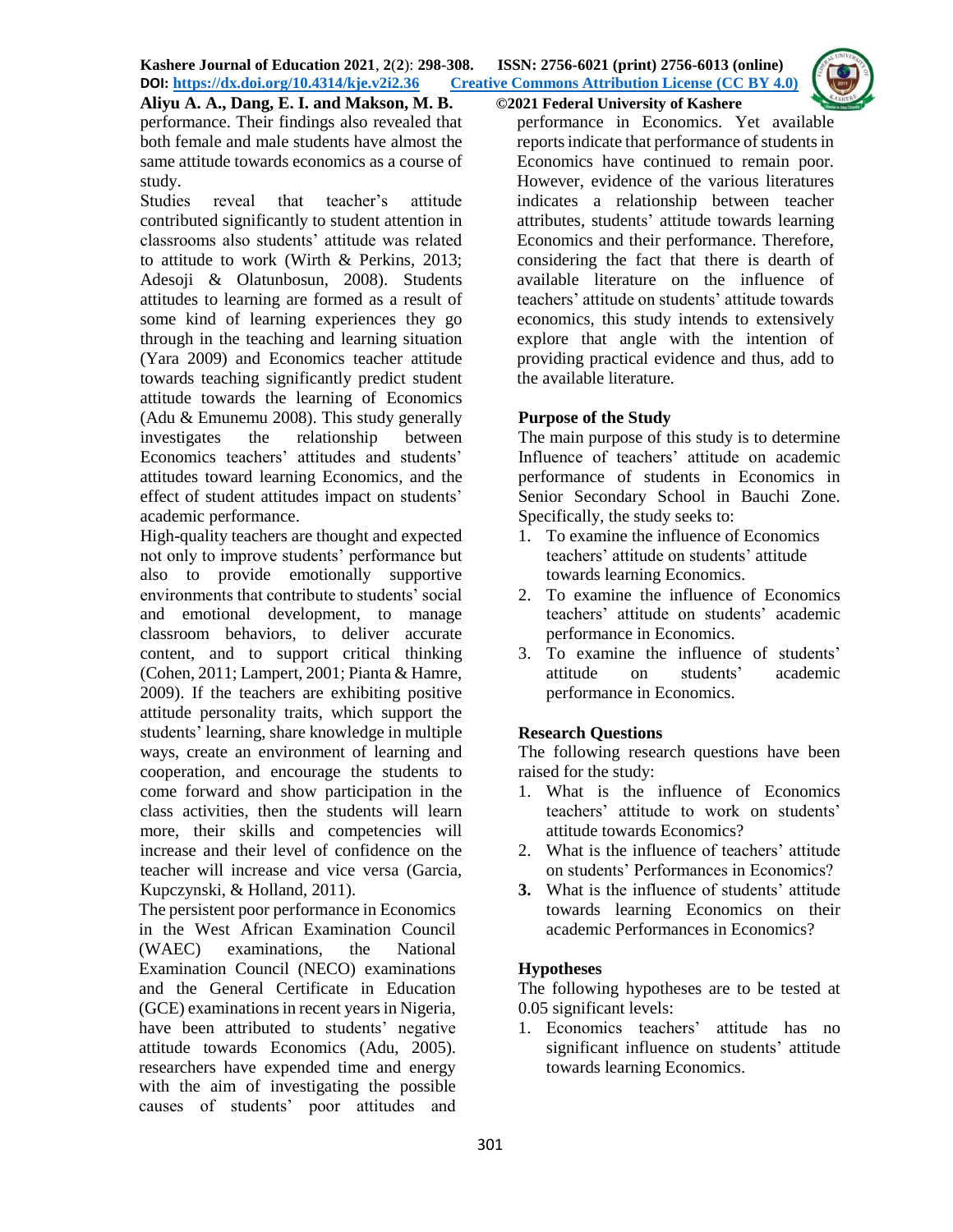performance. Their findings also revealed that both female and male students have almost the same attitude towards economics as a course of study.

Studies reveal that teacher's attitude contributed significantly to student attention in classrooms also students' attitude was related to attitude to work (Wirth & Perkins, 2013; Adesoji & Olatunbosun, 2008). Students attitudes to learning are formed as a result of some kind of learning experiences they go through in the teaching and learning situation (Yara 2009) and Economics teacher attitude towards teaching significantly predict student attitude towards the learning of Economics (Adu & Emunemu 2008). This study generally investigates the relationship between Economics teachers' attitudes and students' attitudes toward learning Economics, and the effect of student attitudes impact on students' academic performance.

High-quality teachers are thought and expected not only to improve students' performance but also to provide emotionally supportive environments that contribute to students' social and emotional development, to manage classroom behaviors, to deliver accurate content, and to support critical thinking (Cohen, 2011; Lampert, 2001; Pianta & Hamre, 2009). If the teachers are exhibiting positive attitude personality traits, which support the students' learning, share knowledge in multiple ways, create an environment of learning and cooperation, and encourage the students to come forward and show participation in the class activities, then the students will learn more, their skills and competencies will increase and their level of confidence on the teacher will increase and vice versa (Garcia, Kupczynski, & Holland, 2011).

The persistent poor performance in Economics in the West African Examination Council (WAEC) examinations, the National Examination Council (NECO) examinations and the General Certificate in Education (GCE) examinations in recent years in Nigeria, have been attributed to students' negative attitude towards Economics (Adu, 2005). researchers have expended time and energy with the aim of investigating the possible causes of students' poor attitudes and performance in Economics. Yet available reports indicate that performance of students in Economics have continued to remain poor. However, evidence of the various literatures indicates a relationship between teacher attributes, students' attitude towards learning Economics and their performance. Therefore, considering the fact that there is dearth of available literature on the influence of teachers' attitude on students' attitude towards economics, this study intends to extensively explore that angle with the intention of providing practical evidence and thus, add to the available literature.

## Purpose of the Study

The main purpose of this study is to determine Influence of teachers' attitude on academic performance of students in Economics in Senior Secondary School in Bauchi Zone. Specifically, the study seeks to:

1. To examine the influence of Economics teachers' attitude on students' attitude towards learning Economics.
2. To examine the influence of Economics teachers' attitude on students' academic performance in Economics.
3. To examine the influence of students' attitude on students' academic performance in Economics.

## Research Questions

The following research questions have been raised for the study:

1. What is the influence of Economics teachers' attitude to work on students' attitude towards Economics?
2. What is the influence of teachers' attitude on students' Performances in Economics?
3. What is the influence of students' attitude towards learning Economics on their academic Performances in Economics?

## Hypotheses

The following hypotheses are to be tested at 0.05 significant levels:

1. Economics teachers' attitude has no significant influence on students' attitude towards learning Economics.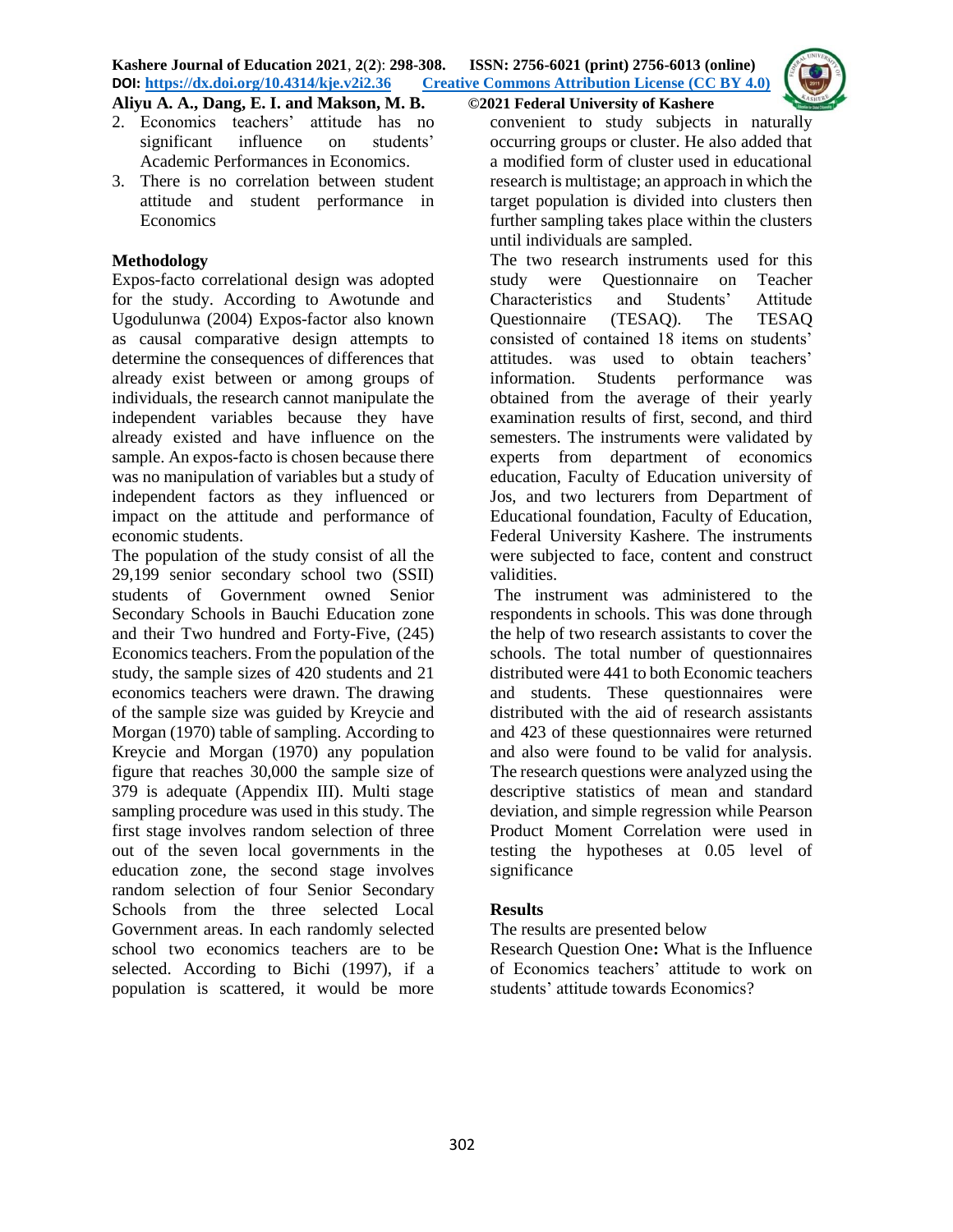2. Economics teachers' attitude has no significant influence on students' Academic Performances in Economics.
3. There is no correlation between student attitude and student performance in Economics

## Methodology

Expos-facto correlational design was adopted for the study. According to Awotunde and Ugodulunwa (2004) Expos-factor also known as causal comparative design attempts to determine the consequences of differences that already exist between or among groups of individuals, the research cannot manipulate the independent variables because they have already existed and have influence on the sample. An expos-facto is chosen because there was no manipulation of variables but a study of independent factors as they influenced or impact on the attitude and performance of economic students.

The population of the study consist of all the 29,199 senior secondary school two (SSII) students of Government owned Senior Secondary Schools in Bauchi Education zone and their Two hundred and Forty-Five, (245) Economics teachers. From the population of the study, the sample sizes of 420 students and 21 economics teachers were drawn. The drawing of the sample size was guided by Kreycie and Morgan (1970) table of sampling. According to Kreycie and Morgan (1970) any population figure that reaches 30,000 the sample size of 379 is adequate (Appendix III). Multi stage sampling procedure was used in this study. The first stage involves random selection of three out of the seven local governments in the education zone, the second stage involves random selection of four Senior Secondary Schools from the three selected Local Government areas. In each randomly selected school two economics teachers are to be selected. According to Bichi (1997), if a population is scattered, it would be more convenient to study subjects in naturally occurring groups or cluster. He also added that a modified form of cluster used in educational research is multistage; an approach in which the target population is divided into clusters then further sampling takes place within the clusters until individuals are sampled.

The two research instruments used for this study were Questionnaire on Teacher Characteristics and Students' Attitude Questionnaire (TESAQ). The TESAQ consisted of contained 18 items on students' attitudes. was used to obtain teachers' information. Students performance was obtained from the average of their yearly examination results of first, second, and third semesters. The instruments were validated by experts from department of economics education, Faculty of Education university of Jos, and two lecturers from Department of Educational foundation, Faculty of Education, Federal University Kashere. The instruments were subjected to face, content and construct validities.

The instrument was administered to the respondents in schools. This was done through the help of two research assistants to cover the schools. The total number of questionnaires distributed were 441 to both Economic teachers and students. These questionnaires were distributed with the aid of research assistants and 423 of these questionnaires were returned and also were found to be valid for analysis. The research questions were analyzed using the descriptive statistics of mean and standard deviation, and simple regression while Pearson Product Moment Correlation were used in testing the hypotheses at 0.05 level of significance

## Results

The results are presented below

Research Question One**:** What is the Influence of Economics teachers' attitude to work on students' attitude towards Economics?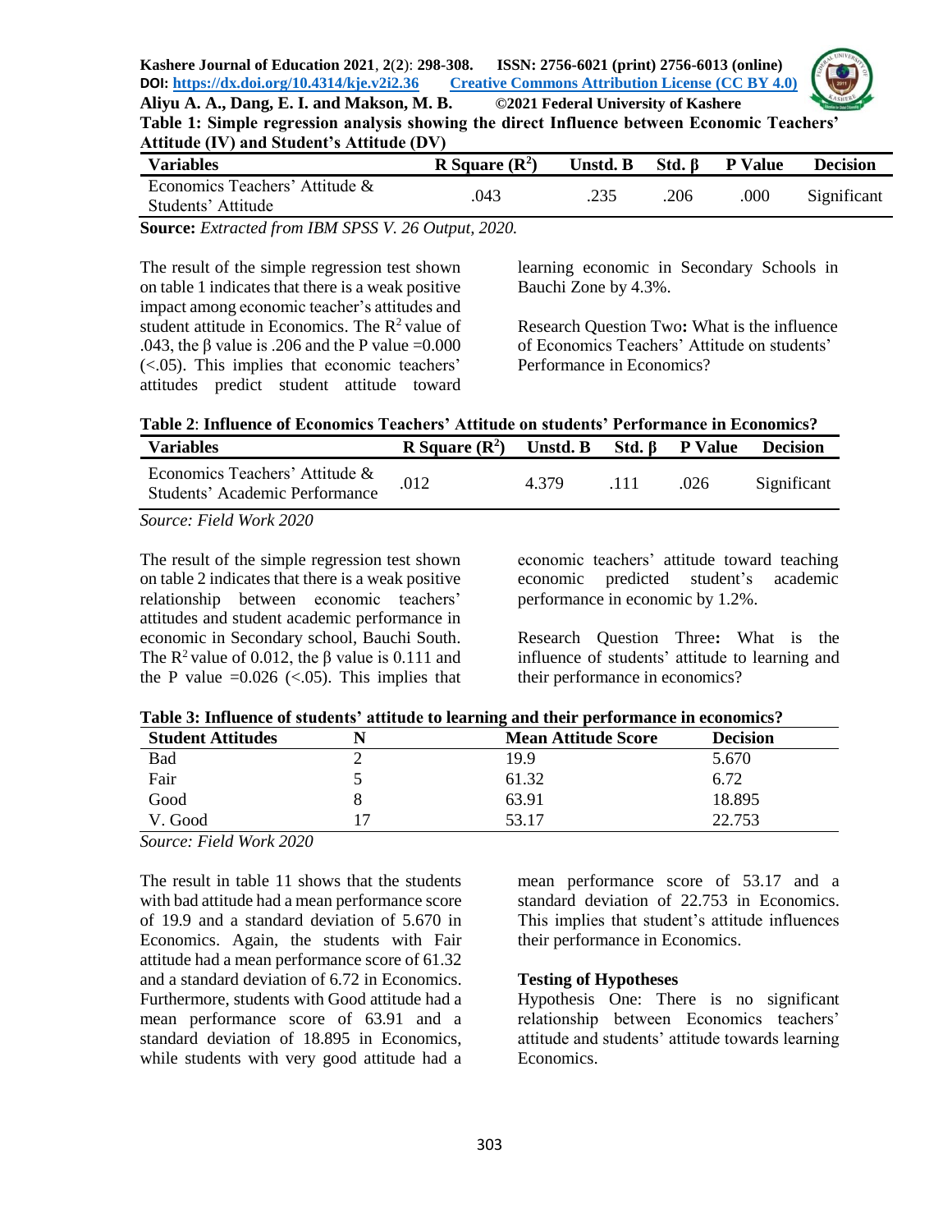**Table 1: Simple regression analysis showing the direct Influence between Economic Teachers' Attitude (IV) and Student's Attitude (DV)**

| Variables | R Square ($R^2$) | Unstd. B | Std. β | P Value | Decision |
|---|---|---|---|---|---|
| Economics Teachers' Attitude & Students' Attitude | .043 | .235 | .206 | .000 | Significant |

**Source:** *Extracted from IBM SPSS V. 26 Output, 2020.*

The result of the simple regression test shown on table 1 indicates that there is a weak positive impact among economic teacher's attitudes and student attitude in Economics. The $R^2$ value of .043, the β value is .206 and the P value =0.000 (<.05). This implies that economic teachers' attitudes predict student attitude toward learning economic in Secondary Schools in Bauchi Zone by 4.3%.

Research Question Two**:** What is the influence of Economics Teachers' Attitude on students' Performance in Economics?

**Table 2**: **Influence of Economics Teachers' Attitude on students' Performance in Economics?**

| Variables | R Square ($R^2$) | Unstd. B | Std. β | P Value | Decision |
|---|---|---|---|---|---|
| Economics Teachers' Attitude & Students' Academic Performance | .012 | 4.379 | .111 | .026 | Significant |

*Source: Field Work 2020*

The result of the simple regression test shown on table 2 indicates that there is a weak positive relationship between economic teachers' attitudes and student academic performance in economic in Secondary school, Bauchi South. The $R^2$ value of 0.012, the β value is 0.111 and the P value =0.026 (<.05). This implies that economic teachers' attitude toward teaching economic predicted student's academic performance in economic by 1.2%.

Research Question Three**:** What is the influence of students' attitude to learning and their performance in economics?

**Table 3: Influence of students' attitude to learning and their performance in economics?**

| Student Attitudes | N | Mean Attitude Score | Decision |
|---|---|---|---|
| Bad | 2 | 19.9 | 5.670 |
| Fair | 5 | 61.32 | 6.72 |
| Good | 8 | 63.91 | 18.895 |
| V. Good | 17 | 53.17 | 22.753 |

*Source: Field Work 2020*

The result in table 11 shows that the students with bad attitude had a mean performance score of 19.9 and a standard deviation of 5.670 in Economics. Again, the students with Fair attitude had a mean performance score of 61.32 and a standard deviation of 6.72 in Economics. Furthermore, students with Good attitude had a mean performance score of 63.91 and a standard deviation of 18.895 in Economics, while students with very good attitude had a mean performance score of 53.17 and a standard deviation of 22.753 in Economics. This implies that student's attitude influences their performance in Economics.

**Testing of Hypotheses**

Hypothesis One: There is no significant relationship between Economics teachers' attitude and students' attitude towards learning Economics.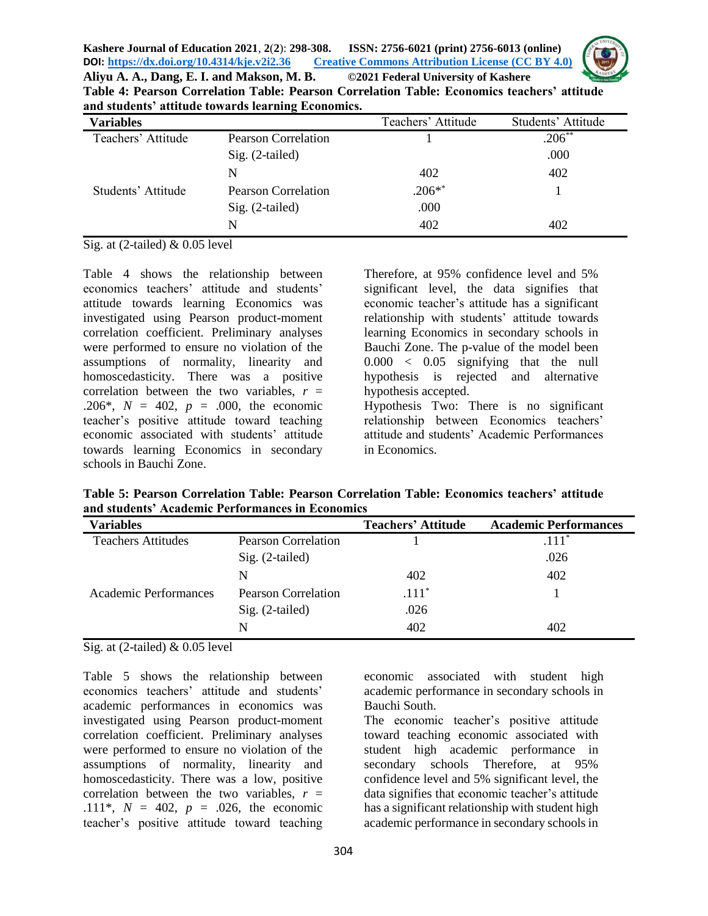**Table 4: Pearson Correlation Table: Pearson Correlation Table: Economics teachers' attitude and students' attitude towards learning Economics.**

| Variables | | Teachers' Attitude | Students' Attitude |
|---|---|---|---|
| Teachers' Attitude | Pearson Correlation | 1 | .206** |
| | Sig. (2-tailed) | | .000 |
| | N | 402 | 402 |
| Students' Attitude | Pearson Correlation | .206** | 1 |
| | Sig. (2-tailed) | .000 | |
| | N | 402 | 402 |

Sig. at (2-tailed) & 0.05 level

Table 4 shows the relationship between economics teachers' attitude and students' attitude towards learning Economics was investigated using Pearson product-moment correlation coefficient. Preliminary analyses were performed to ensure no violation of the assumptions of normality, linearity and homoscedasticity. There was a positive correlation between the two variables, $r$ = .206*, $N$ = 402, $p$ = .000, the economic teacher's positive attitude toward teaching economic associated with students' attitude towards learning Economics in secondary schools in Bauchi Zone.

Therefore, at 95% confidence level and 5% significant level, the data signifies that economic teacher's attitude has a significant relationship with students' attitude towards learning Economics in secondary schools in Bauchi Zone. The p-value of the model been $0.000 < 0.05$ signifying that the null hypothesis is rejected and alternative hypothesis accepted.

Hypothesis Two: There is no significant relationship between Economics teachers' attitude and students' Academic Performances in Economics.

**Table 5: Pearson Correlation Table: Pearson Correlation Table: Economics teachers' attitude and students' Academic Performances in Economics**

| Variables | | Teachers' Attitude | Academic Performances |
|---|---|---|---|
| Teachers Attitudes | Pearson Correlation | 1 | .111* |
| | Sig. (2-tailed) | | .026 |
| | N | 402 | 402 |
| Academic Performances | Pearson Correlation | .111* | 1 |
| | Sig. (2-tailed) | .026 | |
| | N | 402 | 402 |

Sig. at (2-tailed) & 0.05 level

Table 5 shows the relationship between economics teachers' attitude and students' academic performances in economics was investigated using Pearson product-moment correlation coefficient. Preliminary analyses were performed to ensure no violation of the assumptions of normality, linearity and homoscedasticity. There was a low, positive correlation between the two variables, $r$ = .111*, $N$ = 402, $p$ = .026, the economic teacher's positive attitude toward teaching economic associated with student high academic performance in secondary schools in Bauchi South.

The economic teacher's positive attitude toward teaching economic associated with student high academic performance in secondary schools Therefore, at 95% confidence level and 5% significant level, the data signifies that economic teacher's attitude has a significant relationship with student high academic performance in secondary schools in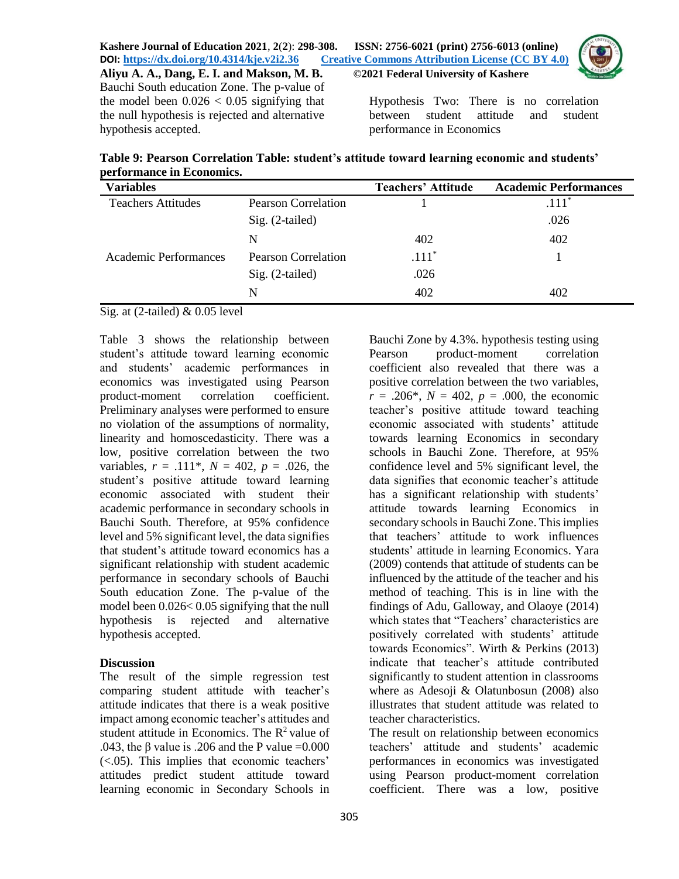Bauchi South education Zone. The p-value of the model been $0.026 < 0.05$ signifying that the null hypothesis is rejected and alternative hypothesis accepted.

Hypothesis Two: There is no correlation between student attitude and student performance in Economics

**Table 9: Pearson Correlation Table: student's attitude toward learning economic and students' performance in Economics.**

| Variables | | Teachers' Attitude | Academic Performances |
|---|---|---|---|
| Teachers Attitudes | Pearson Correlation | 1 | .111* |
| | Sig. (2-tailed) | | .026 |
| | N | 402 | 402 |
| Academic Performances | Pearson Correlation | .111* | 1 |
| | Sig. (2-tailed) | .026 | |
| | N | 402 | 402 |

Sig. at (2-tailed) & 0.05 level

Table 3 shows the relationship between student's attitude toward learning economic and students' academic performances in economics was investigated using Pearson product-moment correlation coefficient. Preliminary analyses were performed to ensure no violation of the assumptions of normality, linearity and homoscedasticity. There was a low, positive correlation between the two variables, $r$ = .111*, $N$ = 402, $p$ = .026, the student's positive attitude toward learning economic associated with student their academic performance in secondary schools in Bauchi South. Therefore, at 95% confidence level and 5% significant level, the data signifies that student's attitude toward economics has a significant relationship with student academic performance in secondary schools of Bauchi South education Zone. The p-value of the model been $0.026 < 0.05$ signifying that the null hypothesis is rejected and alternative hypothesis accepted.

**Discussion**

The result of the simple regression test comparing student attitude with teacher's attitude indicates that there is a weak positive impact among economic teacher's attitudes and student attitude in Economics. The $R^2$ value of .043, the β value is .206 and the P value =0.000 (<.05). This implies that economic teachers' attitudes predict student attitude toward learning economic in Secondary Schools in Bauchi Zone by 4.3%. hypothesis testing using Pearson product-moment correlation coefficient also revealed that there was a positive correlation between the two variables, $r$ = .206*, $N$ = 402, $p$ = .000, the economic teacher's positive attitude toward teaching economic associated with students' attitude towards learning Economics in secondary schools in Bauchi Zone. Therefore, at 95% confidence level and 5% significant level, the data signifies that economic teacher's attitude has a significant relationship with students' attitude towards learning Economics in secondary schools in Bauchi Zone. This implies that teachers' attitude to work influences students' attitude in learning Economics. Yara (2009) contends that attitude of students can be influenced by the attitude of the teacher and his method of teaching. This is in line with the findings of Adu, Galloway, and Olaoye (2014) which states that "Teachers' characteristics are positively correlated with students' attitude towards Economics". Wirth & Perkins (2013) indicate that teacher's attitude contributed significantly to student attention in classrooms where as Adesoji & Olatunbosun (2008) also illustrates that student attitude was related to teacher characteristics.

The result on relationship between economics teachers' attitude and students' academic performances in economics was investigated using Pearson product-moment correlation coefficient. There was a low, positive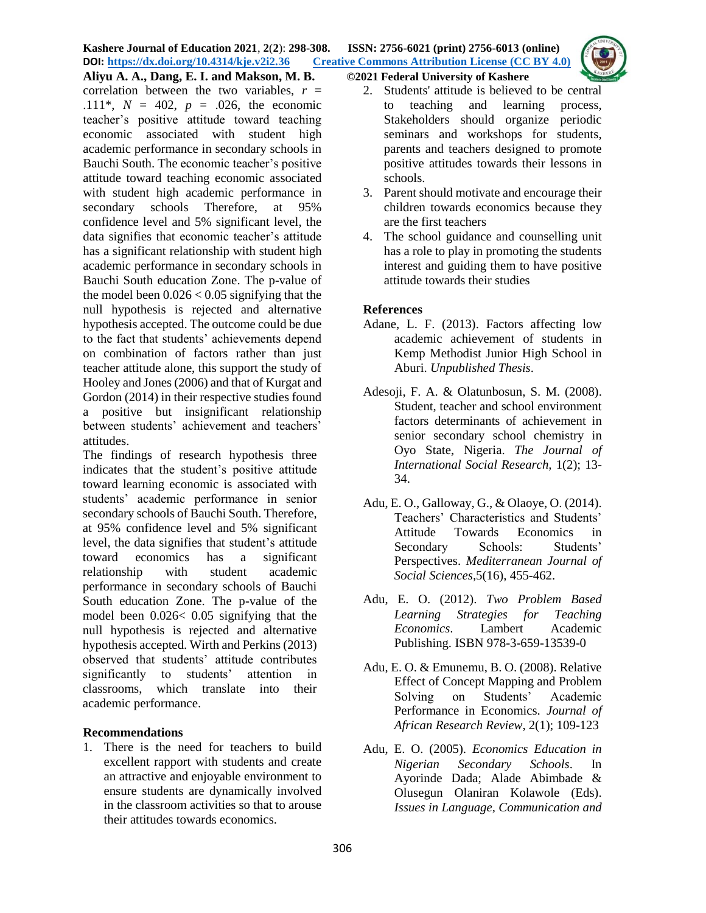correlation between the two variables, $r = .111^*$, $N = 402$, $p = .026$, the economic teacher's positive attitude toward teaching economic associated with student high academic performance in secondary schools in Bauchi South. The economic teacher's positive attitude toward teaching economic associated with student high academic performance in secondary schools Therefore, at 95% confidence level and 5% significant level, the data signifies that economic teacher's attitude has a significant relationship with student high academic performance in secondary schools in Bauchi South education Zone. The p-value of the model been $0.026 < 0.05$ signifying that the null hypothesis is rejected and alternative hypothesis accepted. The outcome could be due to the fact that students' achievements depend on combination of factors rather than just teacher attitude alone, this support the study of Hooley and Jones (2006) and that of Kurgat and Gordon (2014) in their respective studies found a positive but insignificant relationship between students' achievement and teachers' attitudes.

The findings of research hypothesis three indicates that the student's positive attitude toward learning economic is associated with students' academic performance in senior secondary schools of Bauchi South. Therefore, at 95% confidence level and 5% significant level, the data signifies that student's attitude toward economics has a significant relationship with student academic performance in secondary schools of Bauchi South education Zone. The p-value of the model been $0.026 < 0.05$ signifying that the null hypothesis is rejected and alternative hypothesis accepted. Wirth and Perkins (2013) observed that students' attitude contributes significantly to students' attention in classrooms, which translate into their academic performance.

## Recommendations

1. There is the need for teachers to build excellent rapport with students and create an attractive and enjoyable environment to ensure students are dynamically involved in the classroom activities so that to arouse their attitudes towards economics.
2. Students' attitude is believed to be central to teaching and learning process, Stakeholders should organize periodic seminars and workshops for students, parents and teachers designed to promote positive attitudes towards their lessons in schools.
3. Parent should motivate and encourage their children towards economics because they are the first teachers
4. The school guidance and counselling unit has a role to play in promoting the students interest and guiding them to have positive attitude towards their studies

## References

Adane, L. F. (2013). Factors affecting low academic achievement of students in Kemp Methodist Junior High School in Aburi. *Unpublished Thesis*.

Adesoji, F. A. & Olatunbosun, S. M. (2008). Student, teacher and school environment factors determinants of achievement in senior secondary school chemistry in Oyo State, Nigeria. *The Journal of International Social Research,* 1(2); 13-34.

Adu, E. O., Galloway, G., & Olaoye, O. (2014). Teachers' Characteristics and Students' Attitude Towards Economics in Secondary Schools: Students' Perspectives. *Mediterranean Journal of Social Sciences,*5(16), 455-462.

Adu, E. O. (2012). *Two Problem Based Learning Strategies for Teaching Economics*. Lambert Academic Publishing. ISBN 978-3-659-13539-0

Adu, E. O. & Emunemu, B. O. (2008). Relative Effect of Concept Mapping and Problem Solving on Students' Academic Performance in Economics. *Journal of African Research Review*, 2(1); 109-123

Adu, E. O. (2005). *Economics Education in Nigerian Secondary Schools*. In Ayorinde Dada; Alade Abimbade & Olusegun Olaniran Kolawole (Eds). *Issues in Language, Communication and*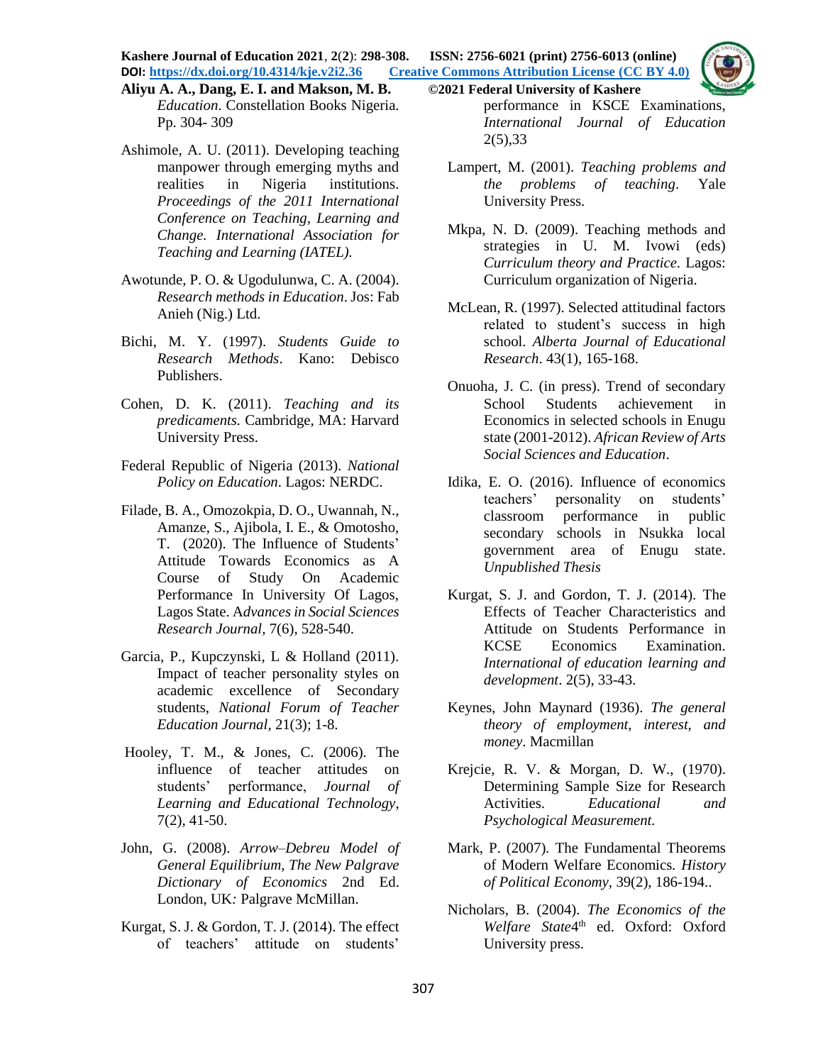*Education*. Constellation Books Nigeria. Pp. 304- 309

Ashimole, A. U. (2011). Developing teaching manpower through emerging myths and realities in Nigeria institutions. *Proceedings of the 2011 International Conference on Teaching, Learning and Change. International Association for Teaching and Learning (IATEL).*

Awotunde, P. O. & Ugodulunwa, C. A. (2004). *Research methods in Education*. Jos: Fab Anieh (Nig.) Ltd.

Bichi, M. Y. (1997). *Students Guide to Research Methods*. Kano: Debisco Publishers.

Cohen, D. K. (2011). *Teaching and its predicaments.* Cambridge, MA: Harvard University Press.

Federal Republic of Nigeria (2013). *National Policy on Education*. Lagos: NERDC.

Filade, B. A., Omozokpia, D. O., Uwannah, N., Amanze, S., Ajibola, I. E., & Omotosho, T. (2020). The Influence of Students' Attitude Towards Economics as A Course of Study On Academic Performance In University Of Lagos, Lagos State. A*dvances in Social Sciences Research Journal,* 7(6), 528-540.

Garcia, P., Kupczynski, L & Holland (2011). Impact of teacher personality styles on academic excellence of Secondary students, *National Forum of Teacher Education Journal*, 21(3); 1-8.

Hooley, T. M., & Jones, C. (2006). The influence of teacher attitudes on students' performance, *Journal of Learning and Educational Technology*, 7(2), 41-50.

John, G. (2008). *Arrow–Debreu Model of General Equilibrium, The New Palgrave Dictionary of Economics* 2nd Ed. London, UK*:* Palgrave McMillan.

Kurgat, S. J. & Gordon, T. J. (2014). The effect of teachers' attitude on students' performance in KSCE Examinations, *International Journal of Education* 2(5),33

Lampert, M. (2001). *Teaching problems and the problems of teaching*. Yale University Press.

Mkpa, N. D. (2009). Teaching methods and strategies in U. M. Ivowi (eds) *Curriculum theory and Practice.* Lagos: Curriculum organization of Nigeria.

McLean, R. (1997). Selected attitudinal factors related to student's success in high school. *Alberta Journal of Educational Research*. 43(1), 165-168.

Onuoha, J. C. (in press). Trend of secondary School Students achievement in Economics in selected schools in Enugu state (2001-2012). *African Review of Arts Social Sciences and Education*.

Idika, E. O. (2016). Influence of economics teachers' personality on students' classroom performance in public secondary schools in Nsukka local government area of Enugu state. *Unpublished Thesis*

Kurgat, S. J. and Gordon, T. J. (2014). The Effects of Teacher Characteristics and Attitude on Students Performance in KCSE Economics Examination. *International of education learning and development*. 2(5), 33-43.

Keynes, John Maynard (1936). *The general theory of employment, interest, and money*. Macmillan

Krejcie, R. V. & Morgan, D. W., (1970). Determining Sample Size for Research Activities. *Educational and Psychological Measurement.*

Mark, P. (2007). The Fundamental Theorems of Modern Welfare Economics. *History of Political Economy,* 39(2), 186-194..

Nicholars, B. (2004). *The Economics of the Welfare State*4th ed. Oxford: Oxford University press.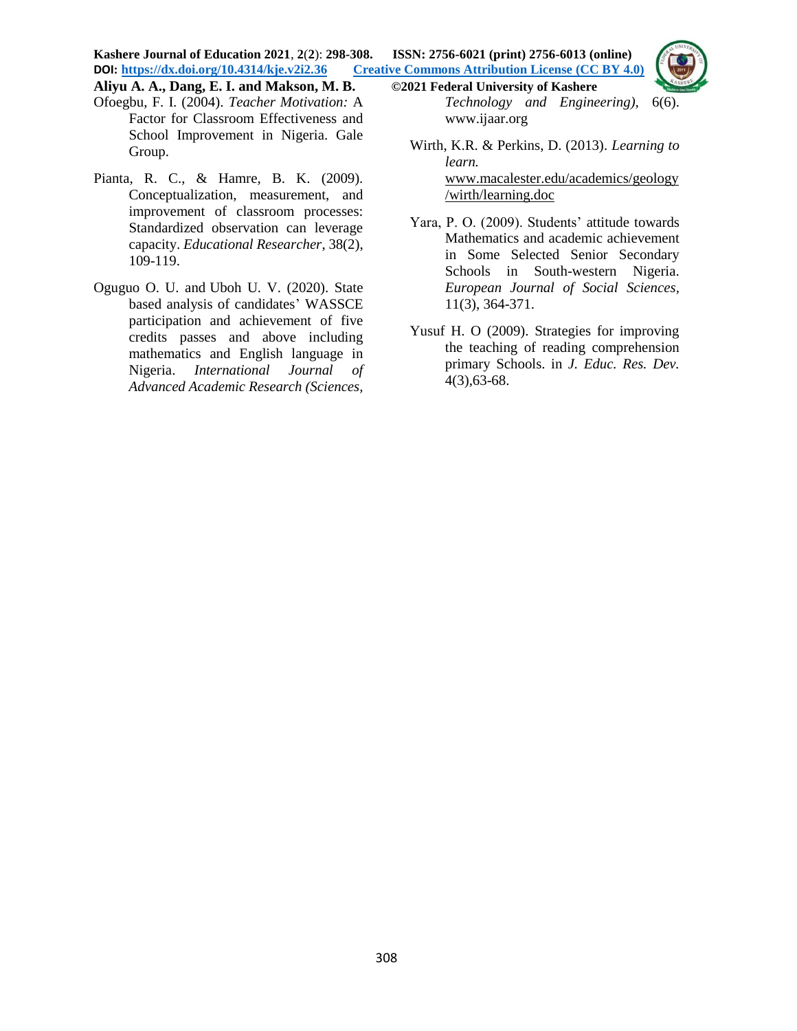Ofoegbu, F. I. (2004). *Teacher Motivation:* A Factor for Classroom Effectiveness and School Improvement in Nigeria. Gale Group.

Pianta, R. C., & Hamre, B. K. (2009). Conceptualization, measurement, and improvement of classroom processes: Standardized observation can leverage capacity. *Educational Researcher*, 38(2), 109-119.

Oguguo O. U. and Uboh U. V. (2020). State based analysis of candidates' WASSCE participation and achievement of five credits passes and above including mathematics and English language in Nigeria. *International Journal of Advanced Academic Research (Sciences, Technology and Engineering)*, 6(6). www.ijaar.org

Wirth, K.R. & Perkins, D. (2013). *Learning to learn.* www.macalester.edu/academics/geology/wirth/learning.doc

Yara, P. O. (2009). Students' attitude towards Mathematics and academic achievement in Some Selected Senior Secondary Schools in South-western Nigeria. *European Journal of Social Sciences,* 11(3), 364-371.

Yusuf H. O (2009). Strategies for improving the teaching of reading comprehension primary Schools. in *J. Educ. Res. Dev.* 4(3),63-68.